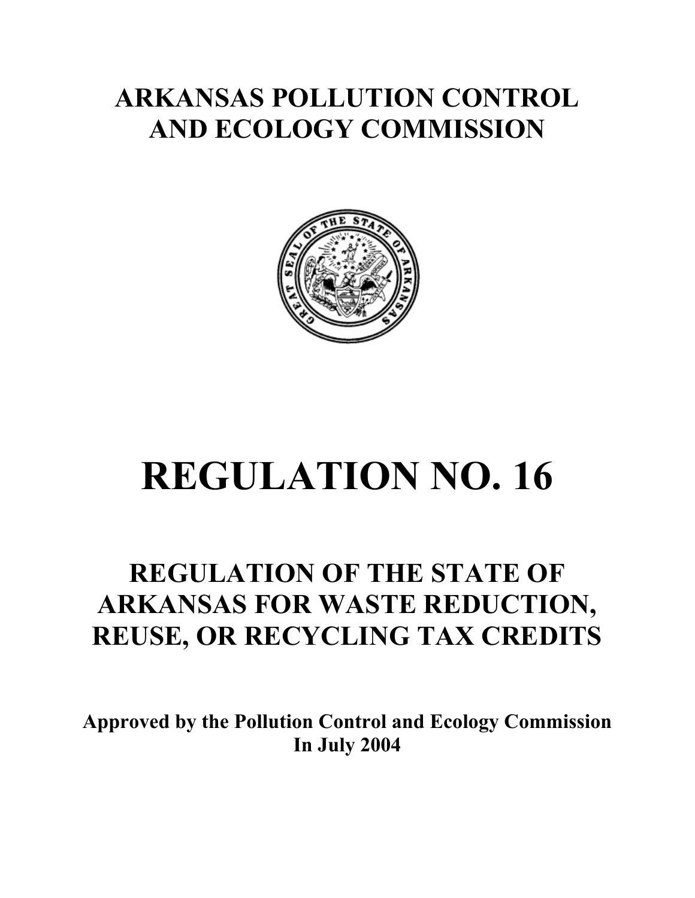# ARKANSAS POLLUTION CONTROL AND ECOLOGY COMMISSION

# REGULATION NO. 16

## REGULATION OF THE STATE OF ARKANSAS FOR WASTE REDUCTION, REUSE, OR RECYCLING TAX CREDITS

**Approved by the Pollution Control and Ecology Commission In July 2004**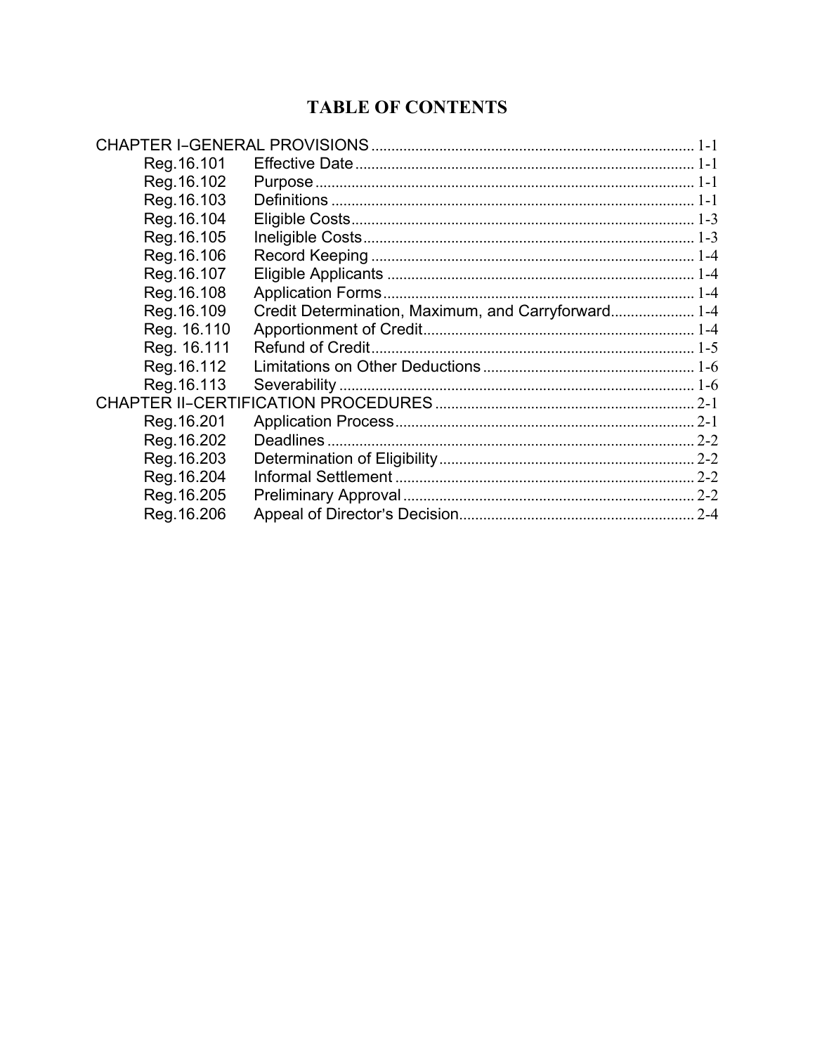# TABLE OF CONTENTS

| | | |
|---|---|---|
| CHAPTER I–GENERAL PROVISIONS | | 1-1 |
| Reg.16.101 | Effective Date | 1-1 |
| Reg.16.102 | Purpose | 1-1 |
| Reg.16.103 | Definitions | 1-1 |
| Reg.16.104 | Eligible Costs | 1-3 |
| Reg.16.105 | Ineligible Costs | 1-3 |
| Reg.16.106 | Record Keeping | 1-4 |
| Reg.16.107 | Eligible Applicants | 1-4 |
| Reg.16.108 | Application Forms | 1-4 |
| Reg.16.109 | Credit Determination, Maximum, and Carryforward | 1-4 |
| Reg. 16.110 | Apportionment of Credit | 1-4 |
| Reg. 16.111 | Refund of Credit | 1-5 |
| Reg.16.112 | Limitations on Other Deductions | 1-6 |
| Reg.16.113 | Severability | 1-6 |
| CHAPTER II–CERTIFICATION PROCEDURES | | 2-1 |
| Reg.16.201 | Application Process | 2-1 |
| Reg.16.202 | Deadlines | 2-2 |
| Reg.16.203 | Determination of Eligibility | 2-2 |
| Reg.16.204 | Informal Settlement | 2-2 |
| Reg.16.205 | Preliminary Approval | 2-2 |
| Reg.16.206 | Appeal of Director's Decision | 2-4 |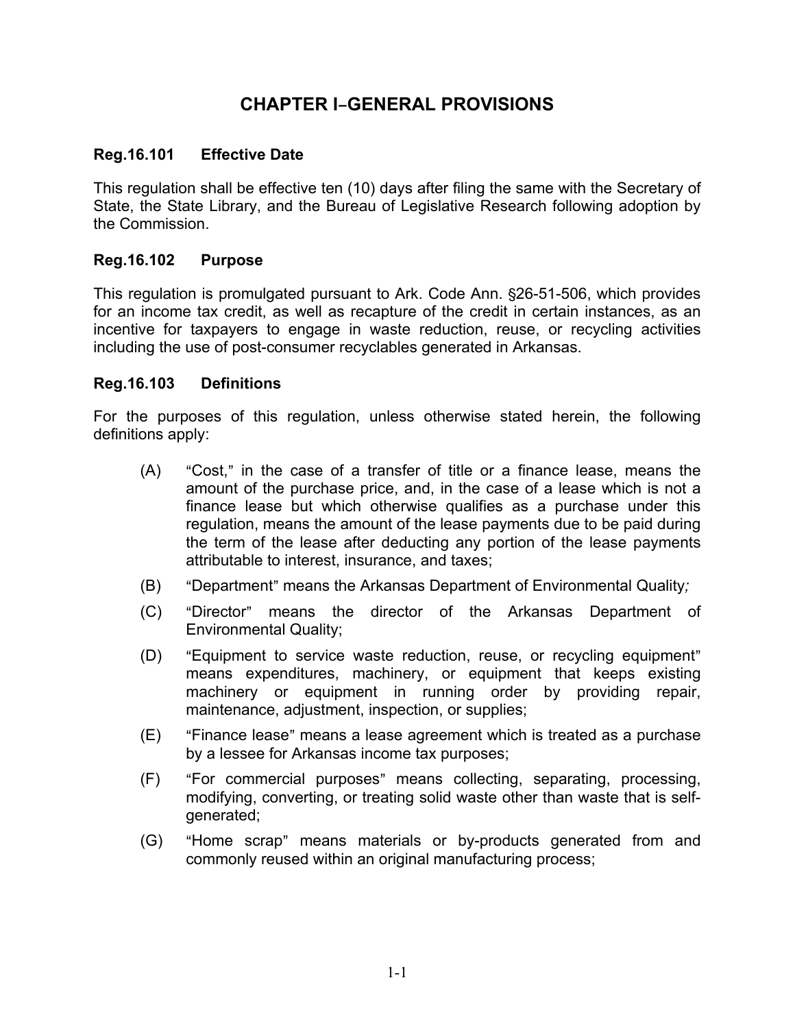# CHAPTER I–GENERAL PROVISIONS

### Reg.16.101 Effective Date

This regulation shall be effective ten (10) days after filing the same with the Secretary of State, the State Library, and the Bureau of Legislative Research following adoption by the Commission.

### Reg.16.102 Purpose

This regulation is promulgated pursuant to Ark. Code Ann. §26-51-506, which provides for an income tax credit, as well as recapture of the credit in certain instances, as an incentive for taxpayers to engage in waste reduction, reuse, or recycling activities including the use of post-consumer recyclables generated in Arkansas.

### Reg.16.103 Definitions

For the purposes of this regulation, unless otherwise stated herein, the following definitions apply:

(A) "Cost," in the case of a transfer of title or a finance lease, means the amount of the purchase price, and, in the case of a lease which is not a finance lease but which otherwise qualifies as a purchase under this regulation, means the amount of the lease payments due to be paid during the term of the lease after deducting any portion of the lease payments attributable to interest, insurance, and taxes;

(B) "Department" means the Arkansas Department of Environmental Quality*;*

(C) "Director" means the director of the Arkansas Department of Environmental Quality;

(D) "Equipment to service waste reduction, reuse, or recycling equipment" means expenditures, machinery, or equipment that keeps existing machinery or equipment in running order by providing repair, maintenance, adjustment, inspection, or supplies;

(E) "Finance lease" means a lease agreement which is treated as a purchase by a lessee for Arkansas income tax purposes;

(F) "For commercial purposes" means collecting, separating, processing, modifying, converting, or treating solid waste other than waste that is self-generated;

(G) "Home scrap" means materials or by-products generated from and commonly reused within an original manufacturing process;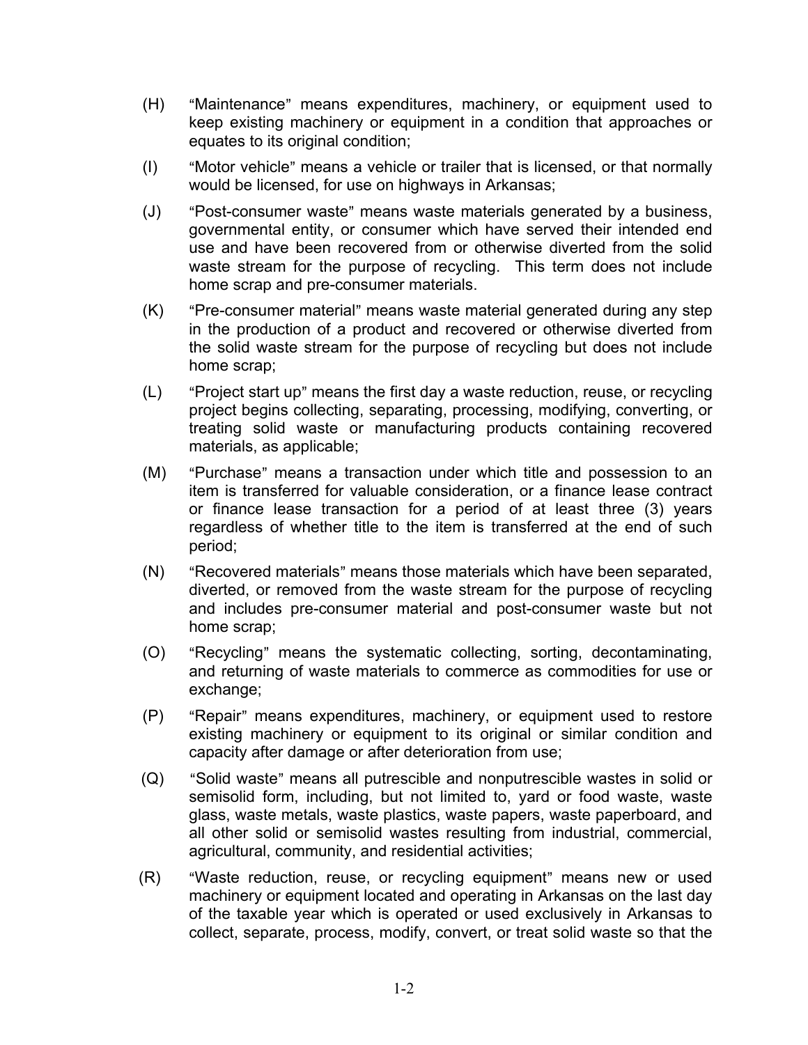(H) "Maintenance" means expenditures, machinery, or equipment used to keep existing machinery or equipment in a condition that approaches or equates to its original condition;

(I) "Motor vehicle" means a vehicle or trailer that is licensed, or that normally would be licensed, for use on highways in Arkansas;

(J) "Post-consumer waste" means waste materials generated by a business, governmental entity, or consumer which have served their intended end use and have been recovered from or otherwise diverted from the solid waste stream for the purpose of recycling. This term does not include home scrap and pre-consumer materials.

(K) "Pre-consumer material" means waste material generated during any step in the production of a product and recovered or otherwise diverted from the solid waste stream for the purpose of recycling but does not include home scrap;

(L) "Project start up" means the first day a waste reduction, reuse, or recycling project begins collecting, separating, processing, modifying, converting, or treating solid waste or manufacturing products containing recovered materials, as applicable;

(M) "Purchase" means a transaction under which title and possession to an item is transferred for valuable consideration, or a finance lease contract or finance lease transaction for a period of at least three (3) years regardless of whether title to the item is transferred at the end of such period;

(N) "Recovered materials" means those materials which have been separated, diverted, or removed from the waste stream for the purpose of recycling and includes pre-consumer material and post-consumer waste but not home scrap;

(O) "Recycling" means the systematic collecting, sorting, decontaminating, and returning of waste materials to commerce as commodities for use or exchange;

(P) "Repair" means expenditures, machinery, or equipment used to restore existing machinery or equipment to its original or similar condition and capacity after damage or after deterioration from use;

(Q) "Solid waste" means all putrescible and nonputrescible wastes in solid or semisolid form, including, but not limited to, yard or food waste, waste glass, waste metals, waste plastics, waste papers, waste paperboard, and all other solid or semisolid wastes resulting from industrial, commercial, agricultural, community, and residential activities;

(R) "Waste reduction, reuse, or recycling equipment" means new or used machinery or equipment located and operating in Arkansas on the last day of the taxable year which is operated or used exclusively in Arkansas to collect, separate, process, modify, convert, or treat solid waste so that the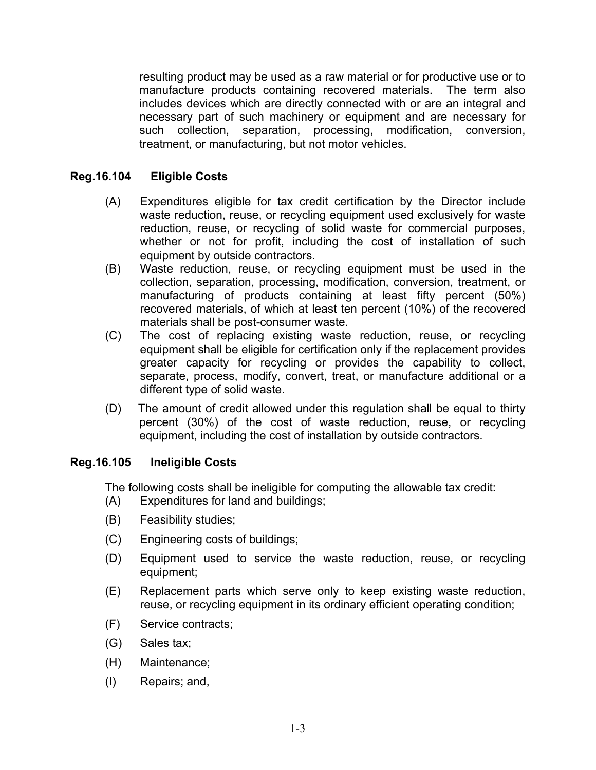resulting product may be used as a raw material or for productive use or to manufacture products containing recovered materials. The term also includes devices which are directly connected with or are an integral and necessary part of such machinery or equipment and are necessary for such collection, separation, processing, modification, conversion, treatment, or manufacturing, but not motor vehicles.

### Reg.16.104 Eligible Costs

(A) Expenditures eligible for tax credit certification by the Director include waste reduction, reuse, or recycling equipment used exclusively for waste reduction, reuse, or recycling of solid waste for commercial purposes, whether or not for profit, including the cost of installation of such equipment by outside contractors.

(B) Waste reduction, reuse, or recycling equipment must be used in the collection, separation, processing, modification, conversion, treatment, or manufacturing of products containing at least fifty percent (50%) recovered materials, of which at least ten percent (10%) of the recovered materials shall be post-consumer waste.

(C) The cost of replacing existing waste reduction, reuse, or recycling equipment shall be eligible for certification only if the replacement provides greater capacity for recycling or provides the capability to collect, separate, process, modify, convert, treat, or manufacture additional or a different type of solid waste.

(D) The amount of credit allowed under this regulation shall be equal to thirty percent (30%) of the cost of waste reduction, reuse, or recycling equipment, including the cost of installation by outside contractors.

### Reg.16.105 Ineligible Costs

The following costs shall be ineligible for computing the allowable tax credit:

(A) Expenditures for land and buildings;

(B) Feasibility studies;

(C) Engineering costs of buildings;

(D) Equipment used to service the waste reduction, reuse, or recycling equipment;

(E) Replacement parts which serve only to keep existing waste reduction, reuse, or recycling equipment in its ordinary efficient operating condition;

(F) Service contracts;

(G) Sales tax;

(H) Maintenance;

(I) Repairs; and,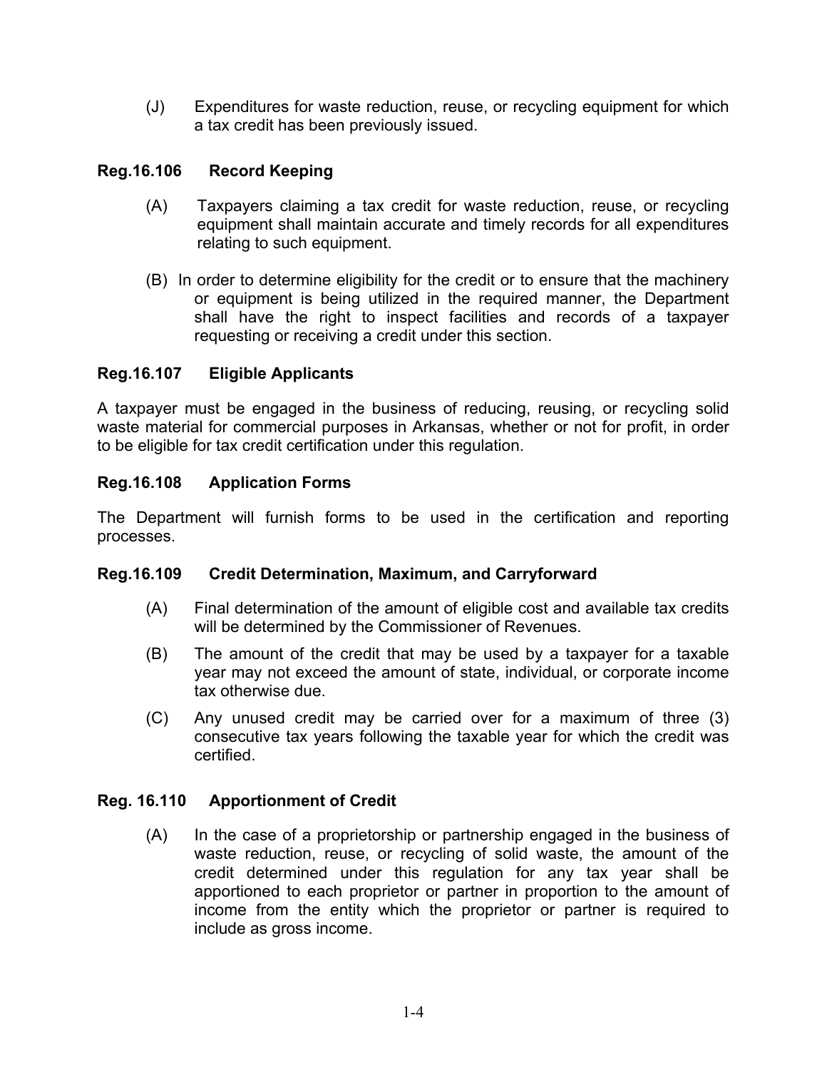(J) Expenditures for waste reduction, reuse, or recycling equipment for which a tax credit has been previously issued.

## Reg.16.106 Record Keeping

(A) Taxpayers claiming a tax credit for waste reduction, reuse, or recycling equipment shall maintain accurate and timely records for all expenditures relating to such equipment.

(B) In order to determine eligibility for the credit or to ensure that the machinery or equipment is being utilized in the required manner, the Department shall have the right to inspect facilities and records of a taxpayer requesting or receiving a credit under this section.

## Reg.16.107 Eligible Applicants

A taxpayer must be engaged in the business of reducing, reusing, or recycling solid waste material for commercial purposes in Arkansas, whether or not for profit, in order to be eligible for tax credit certification under this regulation.

## Reg.16.108 Application Forms

The Department will furnish forms to be used in the certification and reporting processes.

## Reg.16.109 Credit Determination, Maximum, and Carryforward

(A) Final determination of the amount of eligible cost and available tax credits will be determined by the Commissioner of Revenues.

(B) The amount of the credit that may be used by a taxpayer for a taxable year may not exceed the amount of state, individual, or corporate income tax otherwise due.

(C) Any unused credit may be carried over for a maximum of three (3) consecutive tax years following the taxable year for which the credit was certified.

## Reg. 16.110 Apportionment of Credit

(A) In the case of a proprietorship or partnership engaged in the business of waste reduction, reuse, or recycling of solid waste, the amount of the credit determined under this regulation for any tax year shall be apportioned to each proprietor or partner in proportion to the amount of income from the entity which the proprietor or partner is required to include as gross income.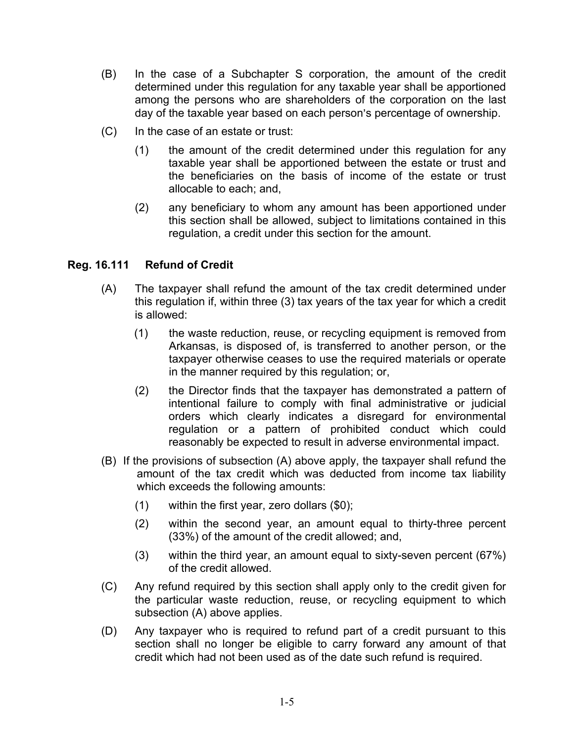(B) In the case of a Subchapter S corporation, the amount of the credit determined under this regulation for any taxable year shall be apportioned among the persons who are shareholders of the corporation on the last day of the taxable year based on each person's percentage of ownership.

(C) In the case of an estate or trust:

(1) the amount of the credit determined under this regulation for any taxable year shall be apportioned between the estate or trust and the beneficiaries on the basis of income of the estate or trust allocable to each; and,

(2) any beneficiary to whom any amount has been apportioned under this section shall be allowed, subject to limitations contained in this regulation, a credit under this section for the amount.

### Reg. 16.111 Refund of Credit

(A) The taxpayer shall refund the amount of the tax credit determined under this regulation if, within three (3) tax years of the tax year for which a credit is allowed:

(1) the waste reduction, reuse, or recycling equipment is removed from Arkansas, is disposed of, is transferred to another person, or the taxpayer otherwise ceases to use the required materials or operate in the manner required by this regulation; or,

(2) the Director finds that the taxpayer has demonstrated a pattern of intentional failure to comply with final administrative or judicial orders which clearly indicates a disregard for environmental regulation or a pattern of prohibited conduct which could reasonably be expected to result in adverse environmental impact.

(B) If the provisions of subsection (A) above apply, the taxpayer shall refund the amount of the tax credit which was deducted from income tax liability which exceeds the following amounts:

(1) within the first year, zero dollars ($0);

(2) within the second year, an amount equal to thirty-three percent (33%) of the amount of the credit allowed; and,

(3) within the third year, an amount equal to sixty-seven percent (67%) of the credit allowed.

(C) Any refund required by this section shall apply only to the credit given for the particular waste reduction, reuse, or recycling equipment to which subsection (A) above applies.

(D) Any taxpayer who is required to refund part of a credit pursuant to this section shall no longer be eligible to carry forward any amount of that credit which had not been used as of the date such refund is required.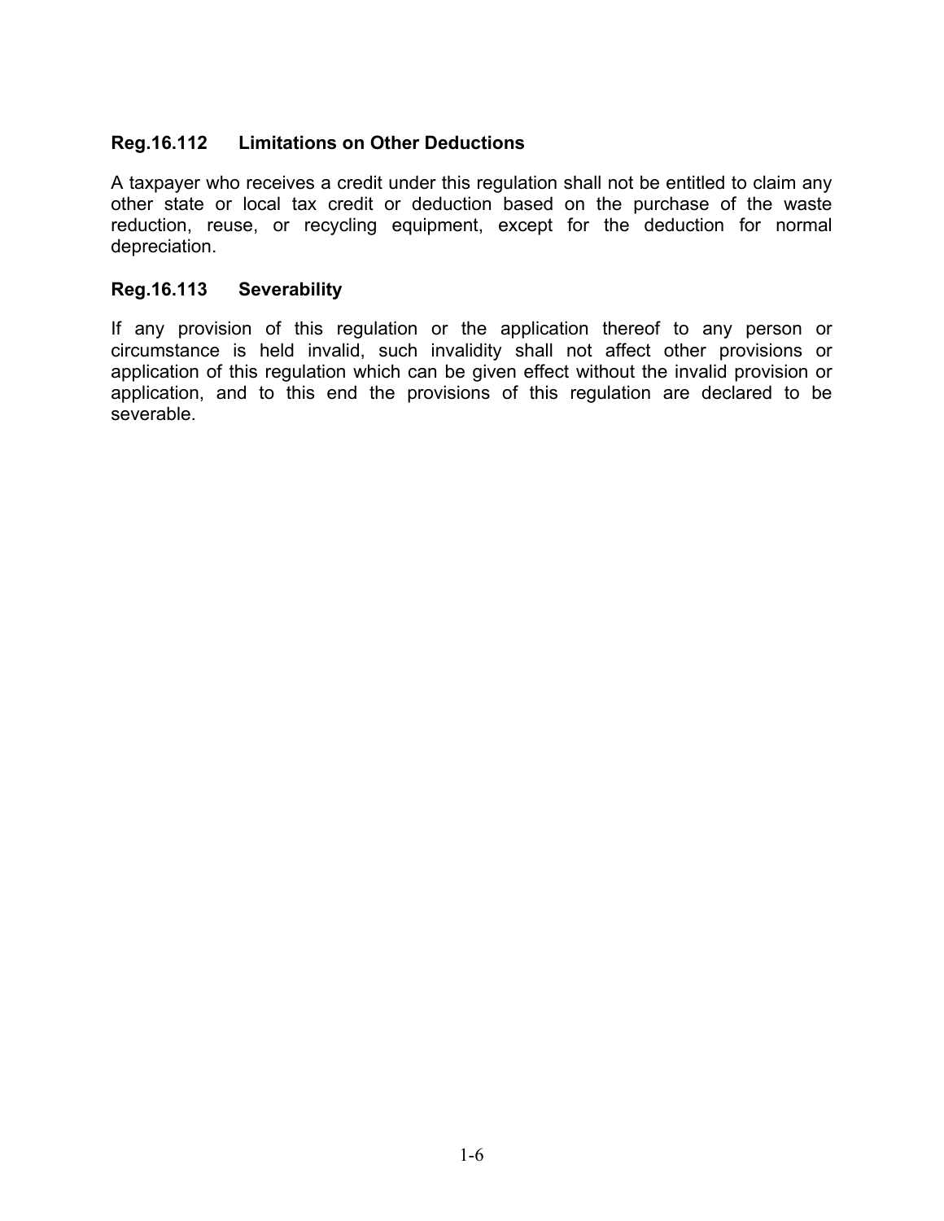### Reg.16.112 Limitations on Other Deductions

A taxpayer who receives a credit under this regulation shall not be entitled to claim any other state or local tax credit or deduction based on the purchase of the waste reduction, reuse, or recycling equipment, except for the deduction for normal depreciation.

### Reg.16.113 Severability

If any provision of this regulation or the application thereof to any person or circumstance is held invalid, such invalidity shall not affect other provisions or application of this regulation which can be given effect without the invalid provision or application, and to this end the provisions of this regulation are declared to be severable.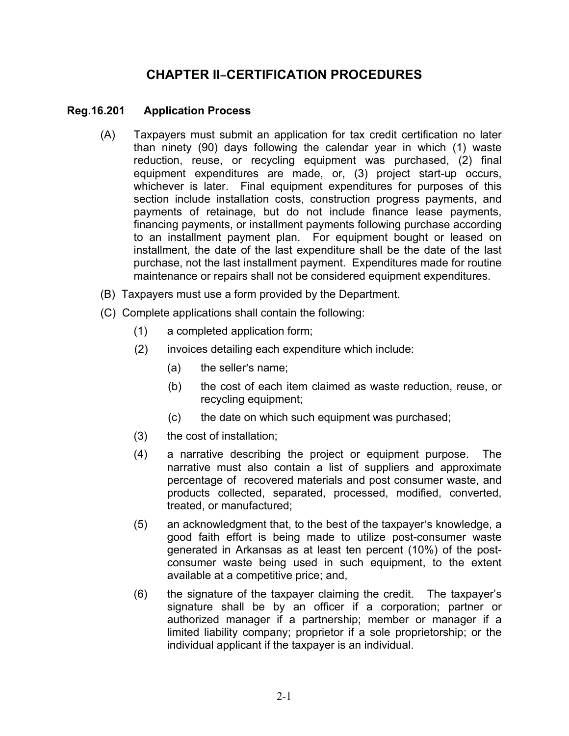# CHAPTER II–CERTIFICATION PROCEDURES

## Reg.16.201 Application Process

(A) Taxpayers must submit an application for tax credit certification no later than ninety (90) days following the calendar year in which (1) waste reduction, reuse, or recycling equipment was purchased, (2) final equipment expenditures are made, or, (3) project start-up occurs, whichever is later. Final equipment expenditures for purposes of this section include installation costs, construction progress payments, and payments of retainage, but do not include finance lease payments, financing payments, or installment payments following purchase according to an installment payment plan. For equipment bought or leased on installment, the date of the last expenditure shall be the date of the last purchase, not the last installment payment. Expenditures made for routine maintenance or repairs shall not be considered equipment expenditures.

(B) Taxpayers must use a form provided by the Department.

(C) Complete applications shall contain the following:

(1) a completed application form;

(2) invoices detailing each expenditure which include:

(a) the seller's name;

(b) the cost of each item claimed as waste reduction, reuse, or recycling equipment;

(c) the date on which such equipment was purchased;

(3) the cost of installation;

(4) a narrative describing the project or equipment purpose. The narrative must also contain a list of suppliers and approximate percentage of recovered materials and post consumer waste, and products collected, separated, processed, modified, converted, treated, or manufactured;

(5) an acknowledgment that, to the best of the taxpayer's knowledge, a good faith effort is being made to utilize post-consumer waste generated in Arkansas as at least ten percent (10%) of the post-consumer waste being used in such equipment, to the extent available at a competitive price; and,

(6) the signature of the taxpayer claiming the credit. The taxpayer's signature shall be by an officer if a corporation; partner or authorized manager if a partnership; member or manager if a limited liability company; proprietor if a sole proprietorship; or the individual applicant if the taxpayer is an individual.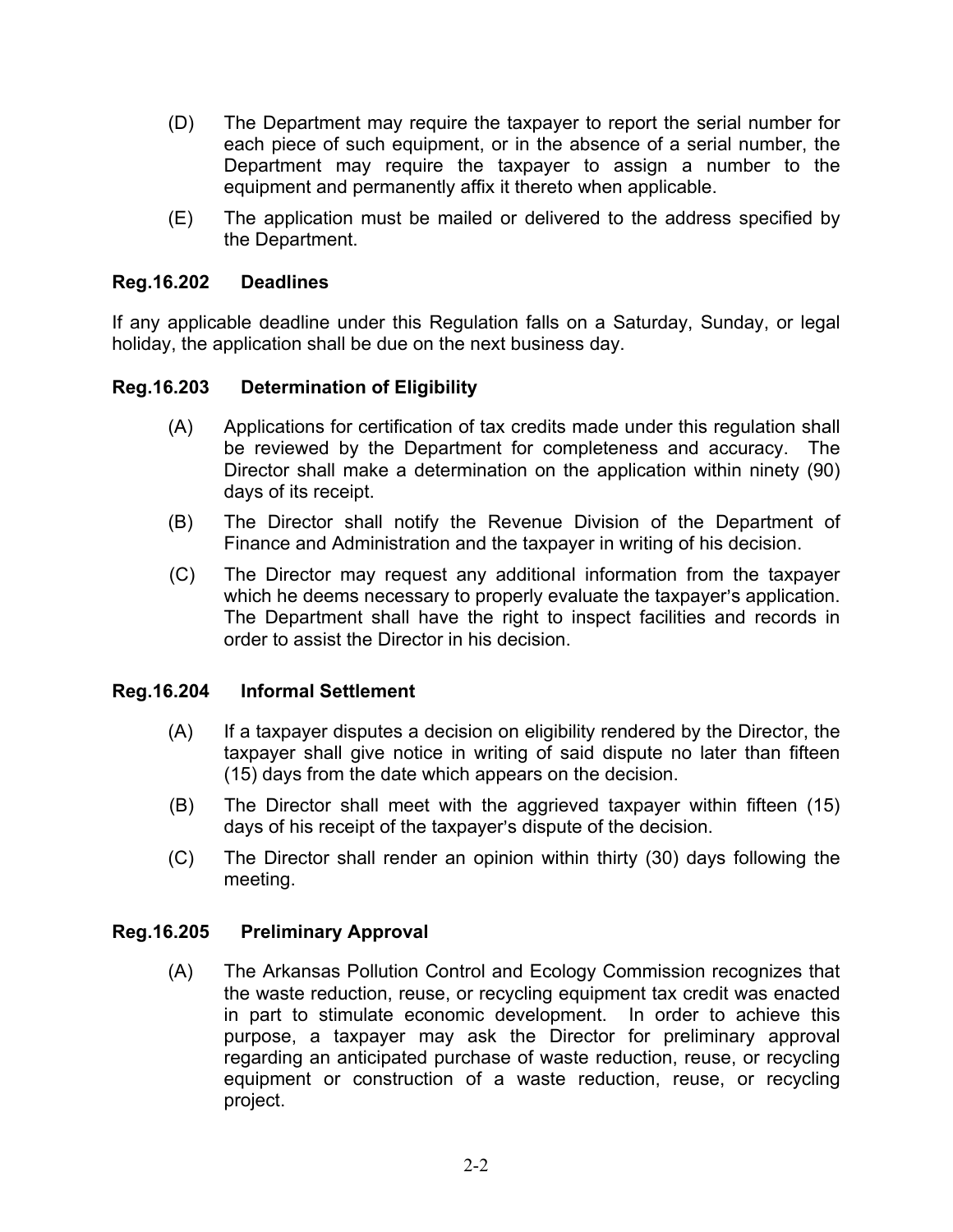(D) The Department may require the taxpayer to report the serial number for each piece of such equipment, or in the absence of a serial number, the Department may require the taxpayer to assign a number to the equipment and permanently affix it thereto when applicable.

(E) The application must be mailed or delivered to the address specified by the Department.

### Reg.16.202 Deadlines

If any applicable deadline under this Regulation falls on a Saturday, Sunday, or legal holiday, the application shall be due on the next business day.

### Reg.16.203 Determination of Eligibility

(A) Applications for certification of tax credits made under this regulation shall be reviewed by the Department for completeness and accuracy. The Director shall make a determination on the application within ninety (90) days of its receipt.

(B) The Director shall notify the Revenue Division of the Department of Finance and Administration and the taxpayer in writing of his decision.

(C) The Director may request any additional information from the taxpayer which he deems necessary to properly evaluate the taxpayer's application. The Department shall have the right to inspect facilities and records in order to assist the Director in his decision.

### Reg.16.204 Informal Settlement

(A) If a taxpayer disputes a decision on eligibility rendered by the Director, the taxpayer shall give notice in writing of said dispute no later than fifteen (15) days from the date which appears on the decision.

(B) The Director shall meet with the aggrieved taxpayer within fifteen (15) days of his receipt of the taxpayer's dispute of the decision.

(C) The Director shall render an opinion within thirty (30) days following the meeting.

### Reg.16.205 Preliminary Approval

(A) The Arkansas Pollution Control and Ecology Commission recognizes that the waste reduction, reuse, or recycling equipment tax credit was enacted in part to stimulate economic development. In order to achieve this purpose, a taxpayer may ask the Director for preliminary approval regarding an anticipated purchase of waste reduction, reuse, or recycling equipment or construction of a waste reduction, reuse, or recycling project.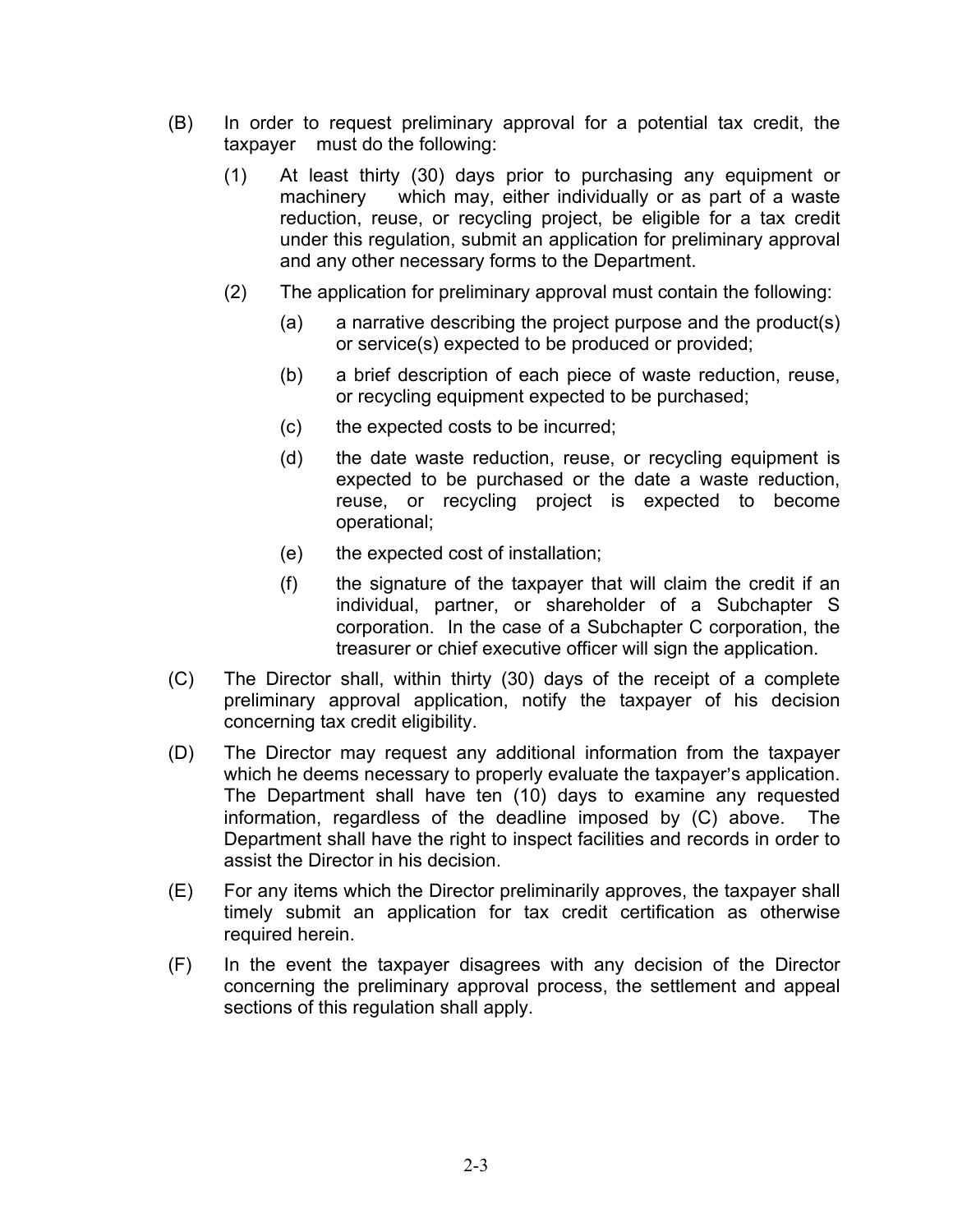(B) In order to request preliminary approval for a potential tax credit, the taxpayer must do the following:

  (1) At least thirty (30) days prior to purchasing any equipment or machinery which may, either individually or as part of a waste reduction, reuse, or recycling project, be eligible for a tax credit under this regulation, submit an application for preliminary approval and any other necessary forms to the Department.

  (2) The application for preliminary approval must contain the following:

    (a) a narrative describing the project purpose and the product(s) or service(s) expected to be produced or provided;

    (b) a brief description of each piece of waste reduction, reuse, or recycling equipment expected to be purchased;

    (c) the expected costs to be incurred;

    (d) the date waste reduction, reuse, or recycling equipment is expected to be purchased or the date a waste reduction, reuse, or recycling project is expected to become operational;

    (e) the expected cost of installation;

    (f) the signature of the taxpayer that will claim the credit if an individual, partner, or shareholder of a Subchapter S corporation. In the case of a Subchapter C corporation, the treasurer or chief executive officer will sign the application.

(C) The Director shall, within thirty (30) days of the receipt of a complete preliminary approval application, notify the taxpayer of his decision concerning tax credit eligibility.

(D) The Director may request any additional information from the taxpayer which he deems necessary to properly evaluate the taxpayer's application. The Department shall have ten (10) days to examine any requested information, regardless of the deadline imposed by (C) above. The Department shall have the right to inspect facilities and records in order to assist the Director in his decision.

(E) For any items which the Director preliminarily approves, the taxpayer shall timely submit an application for tax credit certification as otherwise required herein.

(F) In the event the taxpayer disagrees with any decision of the Director concerning the preliminary approval process, the settlement and appeal sections of this regulation shall apply.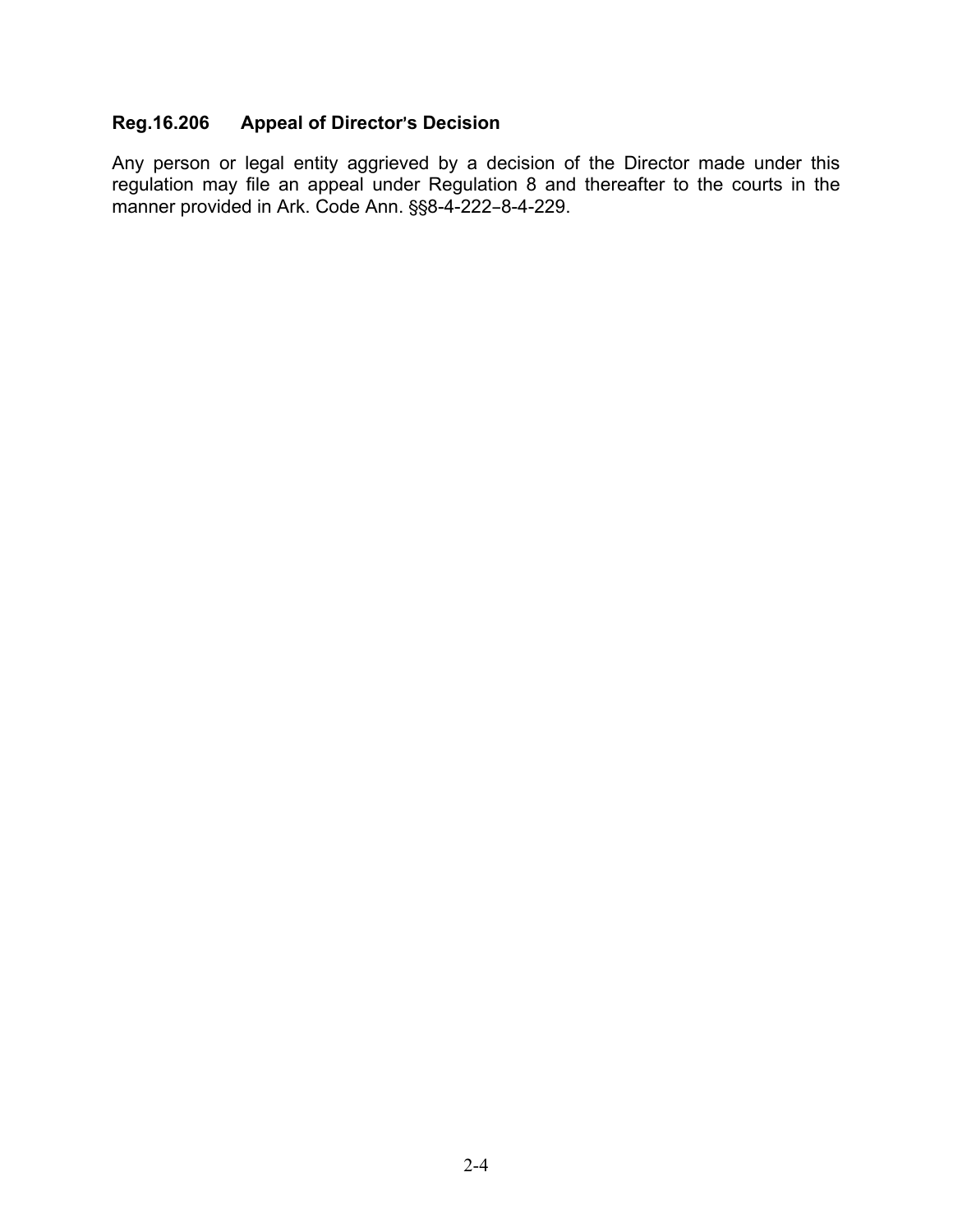### Reg.16.206 Appeal of Director's Decision

Any person or legal entity aggrieved by a decision of the Director made under this regulation may file an appeal under Regulation 8 and thereafter to the courts in the manner provided in Ark. Code Ann. §§8-4-222–8-4-229.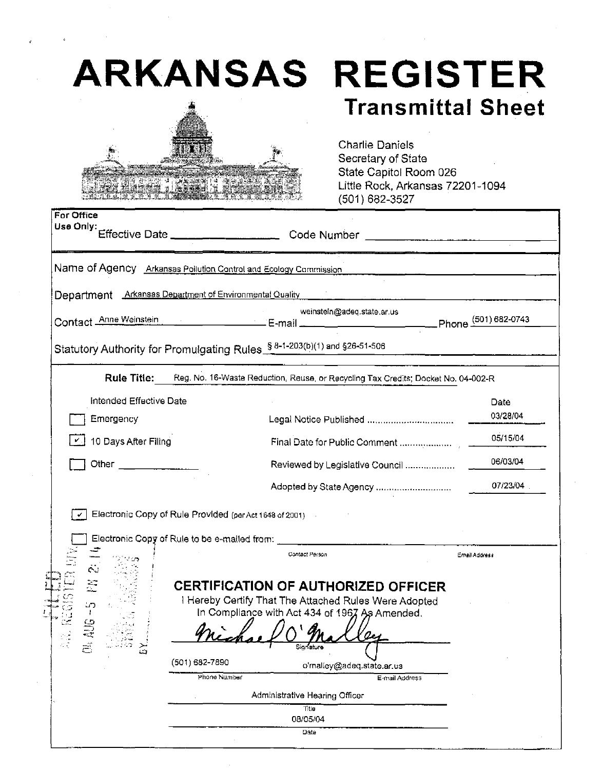# ARKANSAS REGISTER

## Transmittal Sheet

Charlie Daniels
Secretary of State
State Capitol Room 026
Little Rock, Arkansas 72201-1094
(501) 682-3527

**For Office Use Only:** Effective Date ________________ Code Number ________________

Name of Agency: Arkansas Pollution Control and Ecology Commission

Department: Arkansas Department of Environmental Quality

Contact: Anne Weinstein E-mail: weinstein@adeq.state.ar.us Phone: (501) 682-0743

Statutory Authority for Promulgating Rules: § 8-1-203(b)(1) and §26-51-506

**Rule Title:** Reg. No. 16-Waste Reduction, Reuse, or Recycling Tax Credits; Docket No. 04-002-R

| Intended Effective Date | | Date |
|---|---|---|
| ☐ Emergency | Legal Notice Published | 03/28/04 |
| ☑ 10 Days After Filing | Final Date for Public Comment | 05/15/04 |
| ☐ Other ________ | Reviewed by Legislative Council | 06/03/04 |
| | Adopted by State Agency | 07/23/04 |

☑ Electronic Copy of Rule Provided (per Act 1648 of 2001)

☐ Electronic Copy of Rule to be e-mailed from: ________________
Contact Person Email Address

FILED
AR. REGISTER DIV.
04 AUG -5 PM 2:14
BY ________

## CERTIFICATION OF AUTHORIZED OFFICER

I Hereby Certify That The Attached Rules Were Adopted In Compliance with Act 434 of 1967 As Amended.

Michael O'Malley
Signature

(501) 682-7890 — Phone Number
o'malley@adeq.state.ar.us — E-mail Address

Administrative Hearing Officer
Title

08/05/04
Date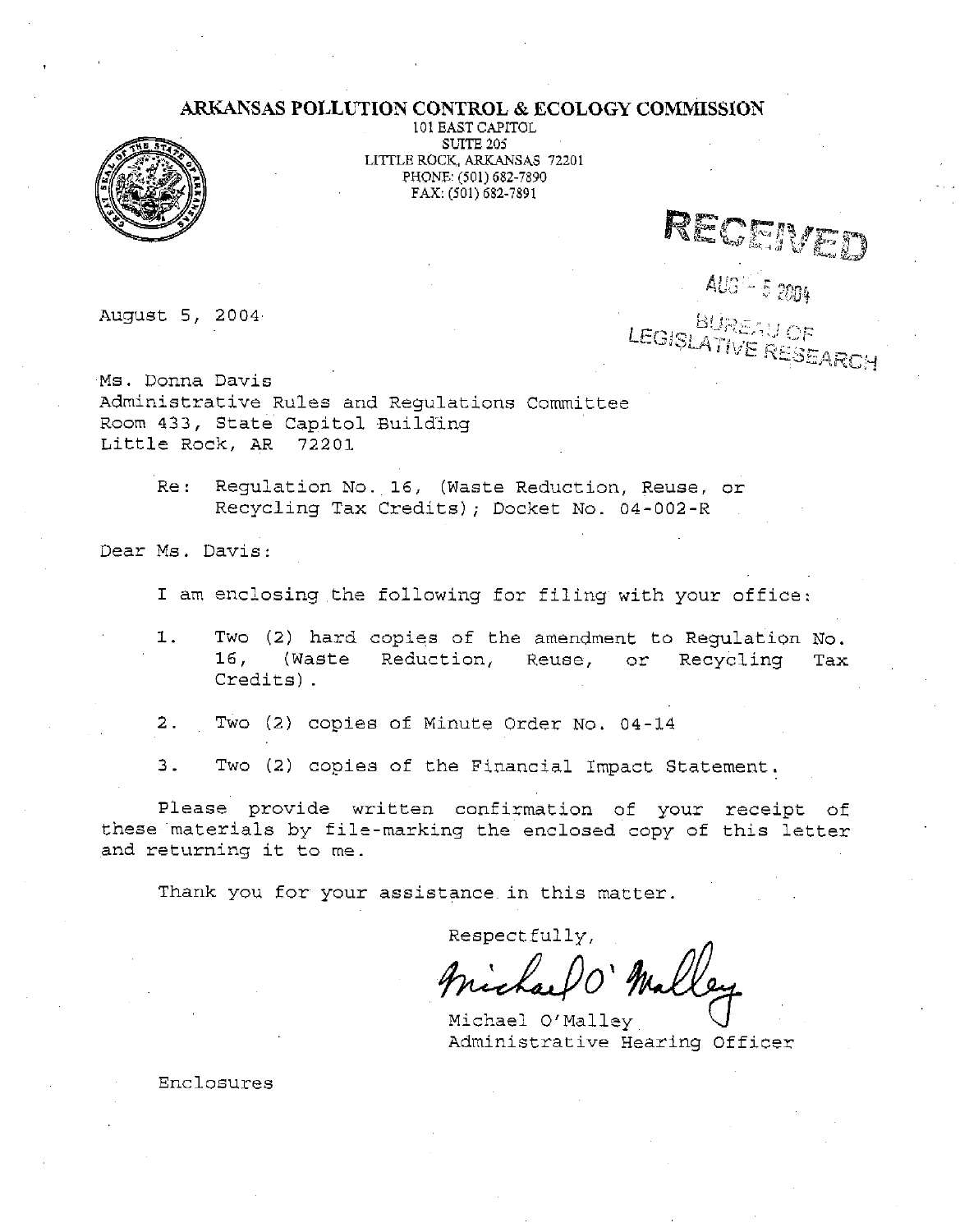**ARKANSAS POLLUTION CONTROL & ECOLOGY COMMISSION**
101 EAST CAPITOL
SUITE 205
LITTLE ROCK, ARKANSAS 72201
PHONE: (501) 682-7890
FAX: (501) 682-7891

RECEIVED

AUG - 5 2004

BUREAU OF
LEGISLATIVE RESEARCH

August 5, 2004

Ms. Donna Davis
Administrative Rules and Regulations Committee
Room 433, State Capitol Building
Little Rock, AR 72201

Re: Regulation No. 16, (Waste Reduction, Reuse, or Recycling Tax Credits); Docket No. 04-002-R

Dear Ms. Davis:

I am enclosing the following for filing with your office:

1. Two (2) hard copies of the amendment to Regulation No. 16, (Waste Reduction, Reuse, or Recycling Tax Credits).
2. Two (2) copies of Minute Order No. 04-14
3. Two (2) copies of the Financial Impact Statement.

Please provide written confirmation of your receipt of these materials by file-marking the enclosed copy of this letter and returning it to me.

Thank you for your assistance in this matter.

Respectfully,

Michael O'Malley

Michael O'Malley
Administrative Hearing Officer

Enclosures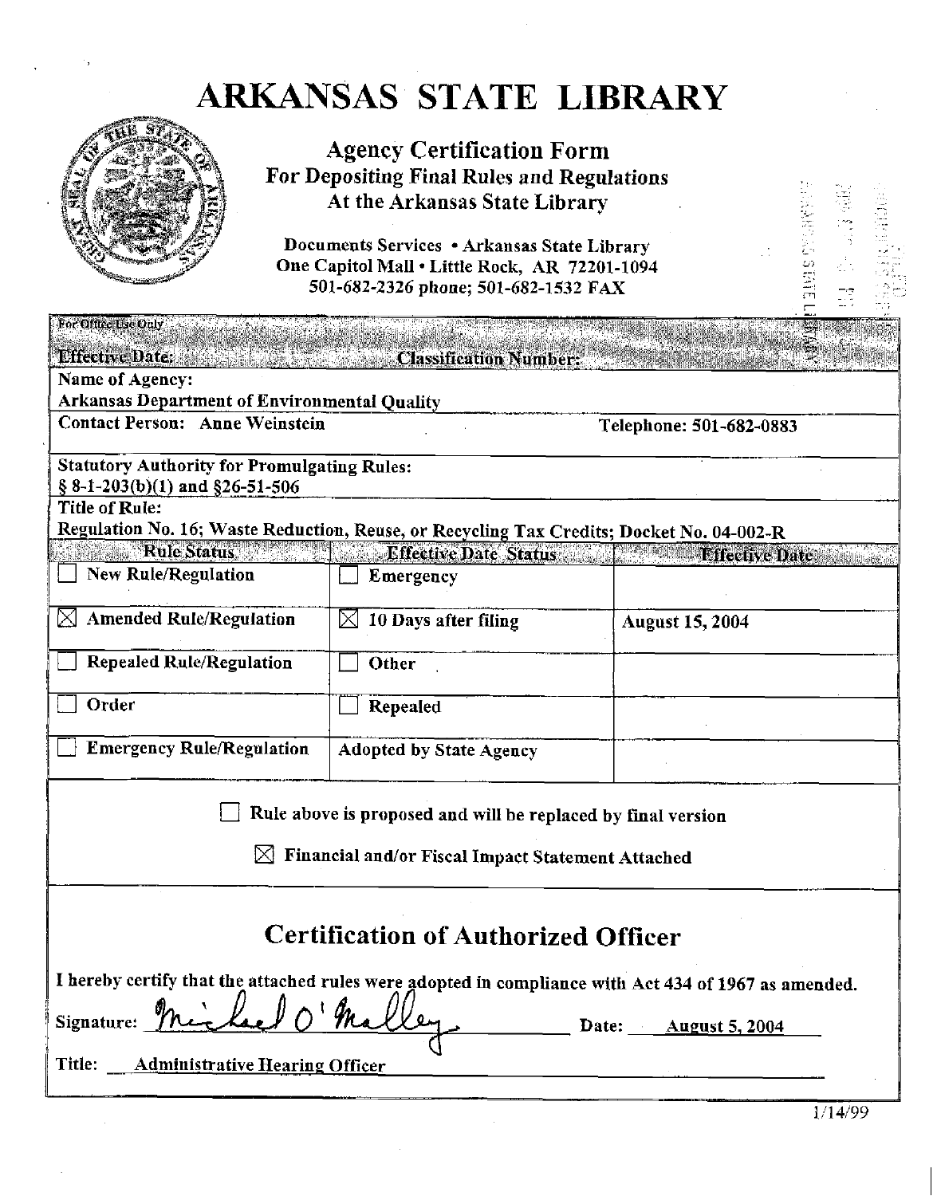# ARKANSAS STATE LIBRARY

## Agency Certification Form
### For Depositing Final Rules and Regulations At the Arkansas State Library

Documents Services • Arkansas State Library
One Capitol Mall • Little Rock, AR 72201-1094
501-682-2326 phone; 501-682-1532 FAX

| For Office Use Only | |
|---|---|
| Effective Date: | Classification Number: |

**Name of Agency:**
Arkansas Department of Environmental Quality

**Contact Person:** Anne Weinstein — **Telephone:** 501-682-0883

**Statutory Authority for Promulgating Rules:**
§ 8-1-203(b)(1) and §26-51-506

**Title of Rule:**
Regulation No. 16; Waste Reduction, Reuse, or Recycling Tax Credits; Docket No. 04-002-R

| Rule Status | Effective Date Status | Effective Date |
|---|---|---|
| ☐ New Rule/Regulation | ☐ Emergency | |
| ☒ Amended Rule/Regulation | ☒ 10 Days after filing | August 15, 2004 |
| ☐ Repealed Rule/Regulation | ☐ Other | |
| ☐ Order | ☐ Repealed | |
| ☐ Emergency Rule/Regulation | Adopted by State Agency | |

☐ Rule above is proposed and will be replaced by final version

☒ Financial and/or Fiscal Impact Statement Attached

## Certification of Authorized Officer

I hereby certify that the attached rules were adopted in compliance with Act 434 of 1967 as amended.

Signature: Michael O'Malley — Date: August 5, 2004

Title: Administrative Hearing Officer

1/14/99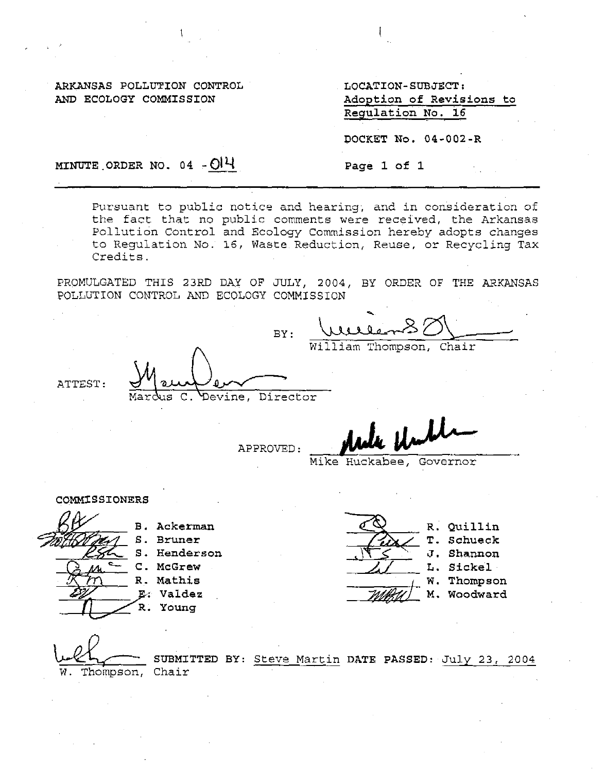ARKANSAS POLLUTION CONTROL AND ECOLOGY COMMISSION

LOCATION-SUBJECT: Adoption of Revisions to Regulation No. 16

DOCKET No. 04-002-R

MINUTE ORDER NO. 04 - 014

Page 1 of 1

---

Pursuant to public notice and hearing, and in consideration of the fact that no public comments were received, the Arkansas Pollution Control and Ecology Commission hereby adopts changes to Regulation No. 16, Waste Reduction, Reuse, or Recycling Tax Credits.

PROMULGATED THIS 23RD DAY OF JULY, 2004, BY ORDER OF THE ARKANSAS POLLUTION CONTROL AND ECOLOGY COMMISSION

BY: William Thompson, Chair

ATTEST: Marcus C. Devine, Director

APPROVED: Mike Huckabee, Governor

COMMISSIONERS

B. Ackerman
S. Bruner
S. Henderson
C. McGrew
R. Mathis
E. Valdez
R. Young

R. Quillin
T. Schueck
J. Shannon
L. Sickel
W. Thompson
M. Woodward

W. Thompson, Chair

SUBMITTED BY: Steve Martin DATE PASSED: July 23, 2004